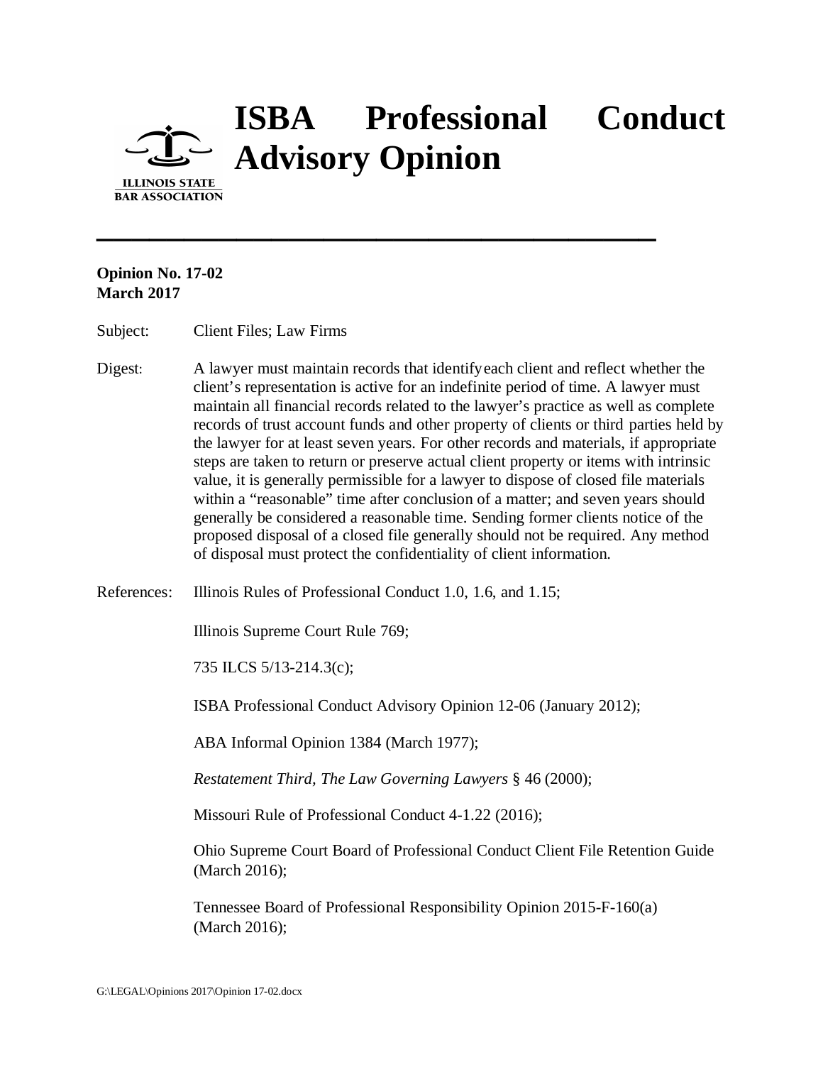# ISBA Professional Conduct Advisory Opinion

ILLINOIS STATE BAR ASSOCIATION

---

**Opinion No. 17-02**
**March 2017**

Subject: Client Files; Law Firms

Digest: A lawyer must maintain records that identify each client and reflect whether the client's representation is active for an indefinite period of time. A lawyer must maintain all financial records related to the lawyer's practice as well as complete records of trust account funds and other property of clients or third parties held by the lawyer for at least seven years. For other records and materials, if appropriate steps are taken to return or preserve actual client property or items with intrinsic value, it is generally permissible for a lawyer to dispose of closed file materials within a "reasonable" time after conclusion of a matter; and seven years should generally be considered a reasonable time. Sending former clients notice of the proposed disposal of a closed file generally should not be required. Any method of disposal must protect the confidentiality of client information.

References: Illinois Rules of Professional Conduct 1.0, 1.6, and 1.15;

Illinois Supreme Court Rule 769;

735 ILCS 5/13-214.3(c);

ISBA Professional Conduct Advisory Opinion 12-06 (January 2012);

ABA Informal Opinion 1384 (March 1977);

*Restatement Third, The Law Governing Lawyers* § 46 (2000);

Missouri Rule of Professional Conduct 4-1.22 (2016);

Ohio Supreme Court Board of Professional Conduct Client File Retention Guide (March 2016);

Tennessee Board of Professional Responsibility Opinion 2015-F-160(a) (March 2016);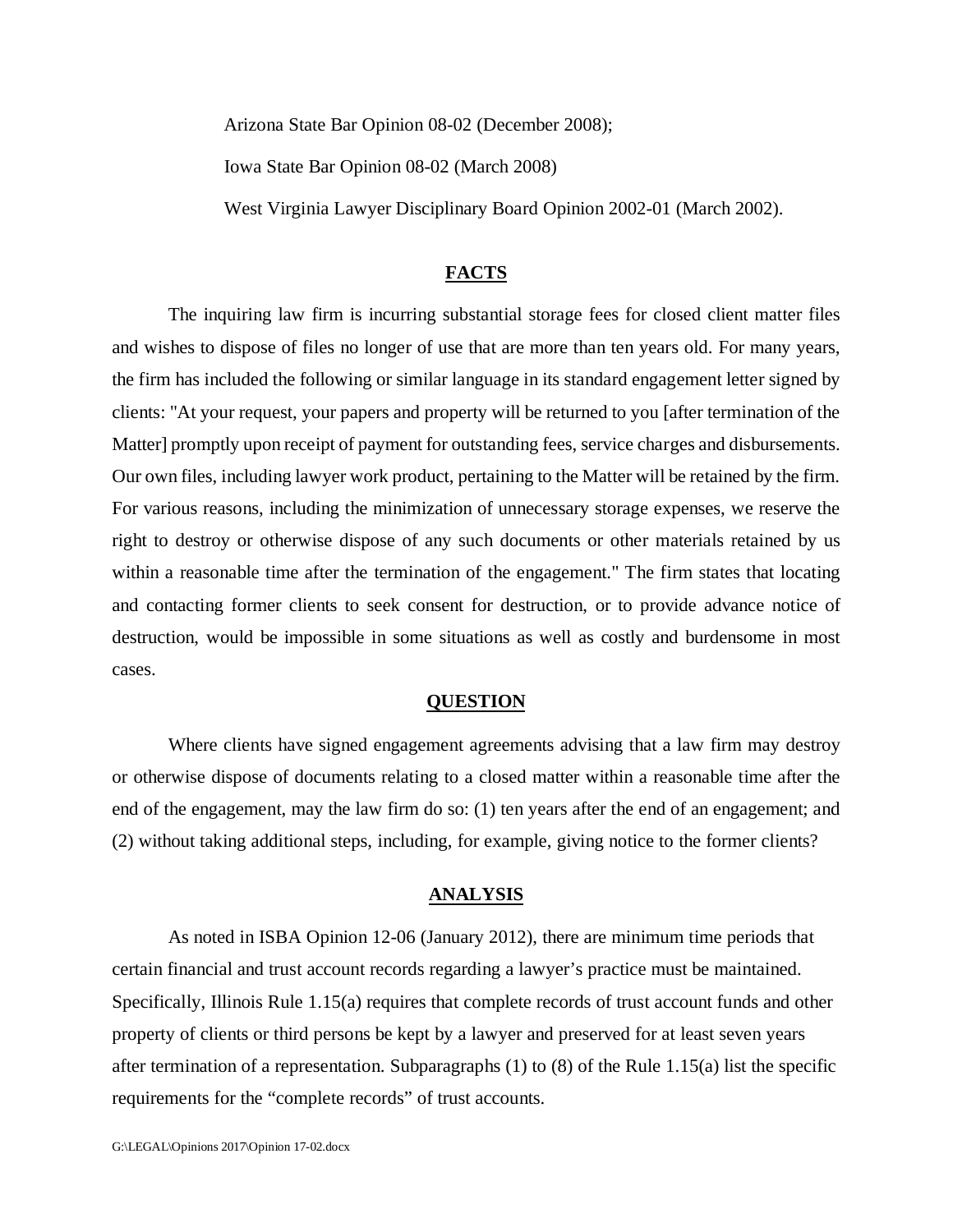Arizona State Bar Opinion 08-02 (December 2008);

Iowa State Bar Opinion 08-02 (March 2008)

West Virginia Lawyer Disciplinary Board Opinion 2002-01 (March 2002).

## FACTS

The inquiring law firm is incurring substantial storage fees for closed client matter files and wishes to dispose of files no longer of use that are more than ten years old. For many years, the firm has included the following or similar language in its standard engagement letter signed by clients: "At your request, your papers and property will be returned to you [after termination of the Matter] promptly upon receipt of payment for outstanding fees, service charges and disbursements. Our own files, including lawyer work product, pertaining to the Matter will be retained by the firm. For various reasons, including the minimization of unnecessary storage expenses, we reserve the right to destroy or otherwise dispose of any such documents or other materials retained by us within a reasonable time after the termination of the engagement." The firm states that locating and contacting former clients to seek consent for destruction, or to provide advance notice of destruction, would be impossible in some situations as well as costly and burdensome in most cases.

## QUESTION

Where clients have signed engagement agreements advising that a law firm may destroy or otherwise dispose of documents relating to a closed matter within a reasonable time after the end of the engagement, may the law firm do so: (1) ten years after the end of an engagement; and (2) without taking additional steps, including, for example, giving notice to the former clients?

## ANALYSIS

As noted in ISBA Opinion 12-06 (January 2012), there are minimum time periods that certain financial and trust account records regarding a lawyer's practice must be maintained. Specifically, Illinois Rule 1.15(a) requires that complete records of trust account funds and other property of clients or third persons be kept by a lawyer and preserved for at least seven years after termination of a representation. Subparagraphs (1) to (8) of the Rule 1.15(a) list the specific requirements for the "complete records" of trust accounts.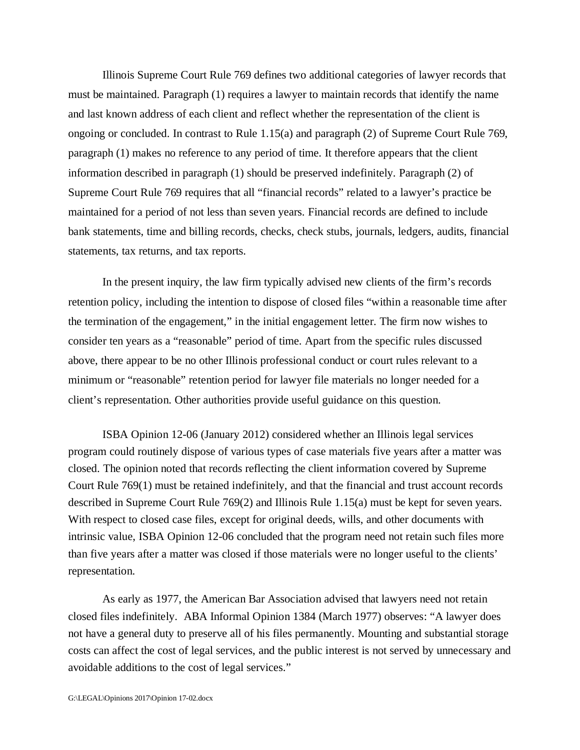Illinois Supreme Court Rule 769 defines two additional categories of lawyer records that must be maintained. Paragraph (1) requires a lawyer to maintain records that identify the name and last known address of each client and reflect whether the representation of the client is ongoing or concluded. In contrast to Rule 1.15(a) and paragraph (2) of Supreme Court Rule 769, paragraph (1) makes no reference to any period of time. It therefore appears that the client information described in paragraph (1) should be preserved indefinitely. Paragraph (2) of Supreme Court Rule 769 requires that all "financial records" related to a lawyer's practice be maintained for a period of not less than seven years. Financial records are defined to include bank statements, time and billing records, checks, check stubs, journals, ledgers, audits, financial statements, tax returns, and tax reports.

In the present inquiry, the law firm typically advised new clients of the firm's records retention policy, including the intention to dispose of closed files "within a reasonable time after the termination of the engagement," in the initial engagement letter. The firm now wishes to consider ten years as a "reasonable" period of time. Apart from the specific rules discussed above, there appear to be no other Illinois professional conduct or court rules relevant to a minimum or "reasonable" retention period for lawyer file materials no longer needed for a client's representation. Other authorities provide useful guidance on this question.

ISBA Opinion 12-06 (January 2012) considered whether an Illinois legal services program could routinely dispose of various types of case materials five years after a matter was closed. The opinion noted that records reflecting the client information covered by Supreme Court Rule 769(1) must be retained indefinitely, and that the financial and trust account records described in Supreme Court Rule 769(2) and Illinois Rule 1.15(a) must be kept for seven years. With respect to closed case files, except for original deeds, wills, and other documents with intrinsic value, ISBA Opinion 12-06 concluded that the program need not retain such files more than five years after a matter was closed if those materials were no longer useful to the clients' representation.

As early as 1977, the American Bar Association advised that lawyers need not retain closed files indefinitely. ABA Informal Opinion 1384 (March 1977) observes: "A lawyer does not have a general duty to preserve all of his files permanently. Mounting and substantial storage costs can affect the cost of legal services, and the public interest is not served by unnecessary and avoidable additions to the cost of legal services."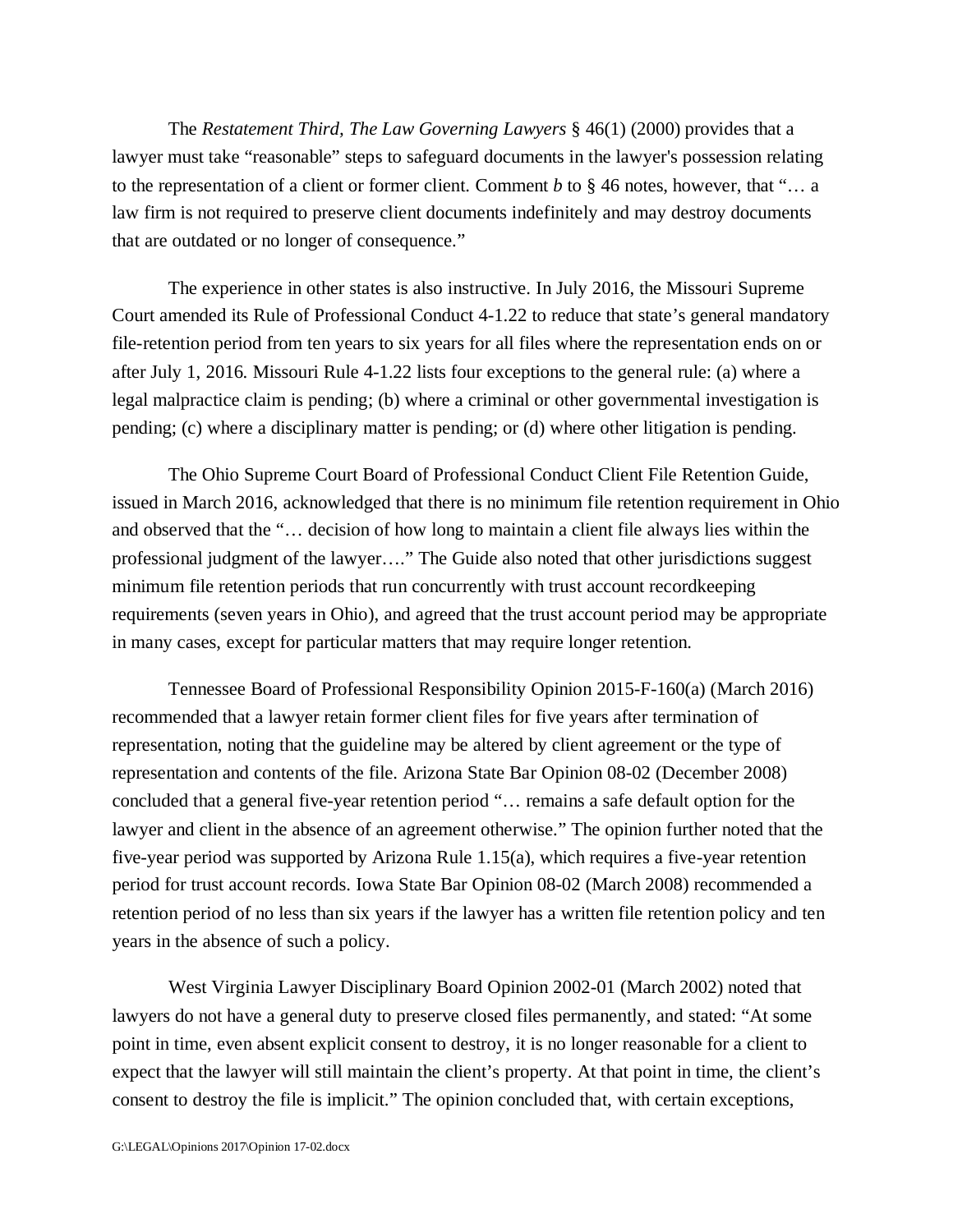The *Restatement Third, The Law Governing Lawyers* § 46(1) (2000) provides that a lawyer must take "reasonable" steps to safeguard documents in the lawyer's possession relating to the representation of a client or former client. Comment *b* to § 46 notes, however, that "… a law firm is not required to preserve client documents indefinitely and may destroy documents that are outdated or no longer of consequence."

The experience in other states is also instructive. In July 2016, the Missouri Supreme Court amended its Rule of Professional Conduct 4-1.22 to reduce that state's general mandatory file-retention period from ten years to six years for all files where the representation ends on or after July 1, 2016. Missouri Rule 4-1.22 lists four exceptions to the general rule: (a) where a legal malpractice claim is pending; (b) where a criminal or other governmental investigation is pending; (c) where a disciplinary matter is pending; or (d) where other litigation is pending.

The Ohio Supreme Court Board of Professional Conduct Client File Retention Guide, issued in March 2016, acknowledged that there is no minimum file retention requirement in Ohio and observed that the "… decision of how long to maintain a client file always lies within the professional judgment of the lawyer…." The Guide also noted that other jurisdictions suggest minimum file retention periods that run concurrently with trust account recordkeeping requirements (seven years in Ohio), and agreed that the trust account period may be appropriate in many cases, except for particular matters that may require longer retention.

Tennessee Board of Professional Responsibility Opinion 2015-F-160(a) (March 2016) recommended that a lawyer retain former client files for five years after termination of representation, noting that the guideline may be altered by client agreement or the type of representation and contents of the file. Arizona State Bar Opinion 08-02 (December 2008) concluded that a general five-year retention period "… remains a safe default option for the lawyer and client in the absence of an agreement otherwise." The opinion further noted that the five-year period was supported by Arizona Rule 1.15(a), which requires a five-year retention period for trust account records. Iowa State Bar Opinion 08-02 (March 2008) recommended a retention period of no less than six years if the lawyer has a written file retention policy and ten years in the absence of such a policy.

West Virginia Lawyer Disciplinary Board Opinion 2002-01 (March 2002) noted that lawyers do not have a general duty to preserve closed files permanently, and stated: "At some point in time, even absent explicit consent to destroy, it is no longer reasonable for a client to expect that the lawyer will still maintain the client's property. At that point in time, the client's consent to destroy the file is implicit." The opinion concluded that, with certain exceptions,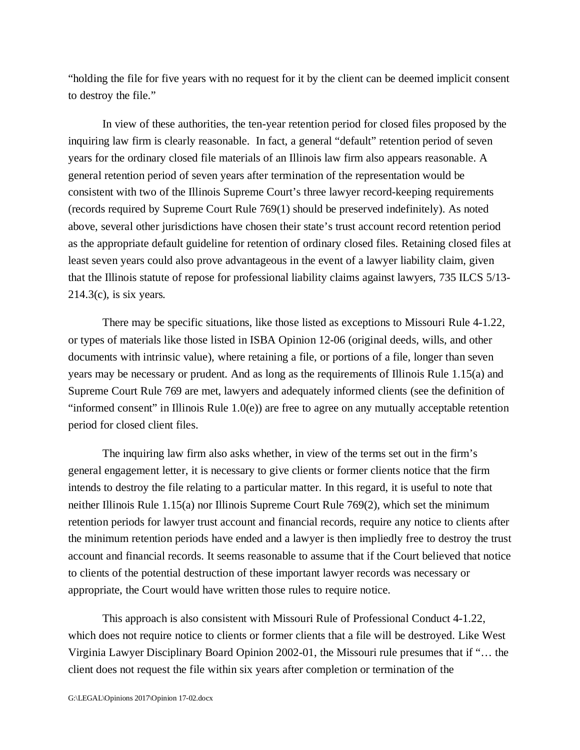"holding the file for five years with no request for it by the client can be deemed implicit consent to destroy the file."

In view of these authorities, the ten-year retention period for closed files proposed by the inquiring law firm is clearly reasonable. In fact, a general "default" retention period of seven years for the ordinary closed file materials of an Illinois law firm also appears reasonable. A general retention period of seven years after termination of the representation would be consistent with two of the Illinois Supreme Court's three lawyer record-keeping requirements (records required by Supreme Court Rule 769(1) should be preserved indefinitely). As noted above, several other jurisdictions have chosen their state's trust account record retention period as the appropriate default guideline for retention of ordinary closed files. Retaining closed files at least seven years could also prove advantageous in the event of a lawyer liability claim, given that the Illinois statute of repose for professional liability claims against lawyers, 735 ILCS 5/13-214.3(c), is six years.

There may be specific situations, like those listed as exceptions to Missouri Rule 4-1.22, or types of materials like those listed in ISBA Opinion 12-06 (original deeds, wills, and other documents with intrinsic value), where retaining a file, or portions of a file, longer than seven years may be necessary or prudent. And as long as the requirements of Illinois Rule 1.15(a) and Supreme Court Rule 769 are met, lawyers and adequately informed clients (see the definition of "informed consent" in Illinois Rule 1.0(e)) are free to agree on any mutually acceptable retention period for closed client files.

The inquiring law firm also asks whether, in view of the terms set out in the firm's general engagement letter, it is necessary to give clients or former clients notice that the firm intends to destroy the file relating to a particular matter. In this regard, it is useful to note that neither Illinois Rule 1.15(a) nor Illinois Supreme Court Rule 769(2), which set the minimum retention periods for lawyer trust account and financial records, require any notice to clients after the minimum retention periods have ended and a lawyer is then impliedly free to destroy the trust account and financial records. It seems reasonable to assume that if the Court believed that notice to clients of the potential destruction of these important lawyer records was necessary or appropriate, the Court would have written those rules to require notice.

This approach is also consistent with Missouri Rule of Professional Conduct 4-1.22, which does not require notice to clients or former clients that a file will be destroyed. Like West Virginia Lawyer Disciplinary Board Opinion 2002-01, the Missouri rule presumes that if "… the client does not request the file within six years after completion or termination of the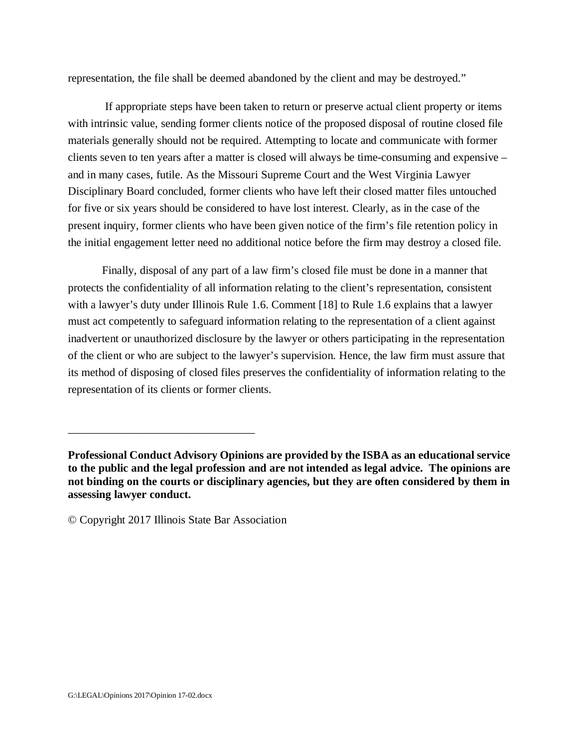representation, the file shall be deemed abandoned by the client and may be destroyed."

If appropriate steps have been taken to return or preserve actual client property or items with intrinsic value, sending former clients notice of the proposed disposal of routine closed file materials generally should not be required. Attempting to locate and communicate with former clients seven to ten years after a matter is closed will always be time-consuming and expensive – and in many cases, futile. As the Missouri Supreme Court and the West Virginia Lawyer Disciplinary Board concluded, former clients who have left their closed matter files untouched for five or six years should be considered to have lost interest. Clearly, as in the case of the present inquiry, former clients who have been given notice of the firm's file retention policy in the initial engagement letter need no additional notice before the firm may destroy a closed file.

Finally, disposal of any part of a law firm's closed file must be done in a manner that protects the confidentiality of all information relating to the client's representation, consistent with a lawyer's duty under Illinois Rule 1.6. Comment [18] to Rule 1.6 explains that a lawyer must act competently to safeguard information relating to the representation of a client against inadvertent or unauthorized disclosure by the lawyer or others participating in the representation of the client or who are subject to the lawyer's supervision. Hence, the law firm must assure that its method of disposing of closed files preserves the confidentiality of information relating to the representation of its clients or former clients.

---

**Professional Conduct Advisory Opinions are provided by the ISBA as an educational service to the public and the legal profession and are not intended as legal advice. The opinions are not binding on the courts or disciplinary agencies, but they are often considered by them in assessing lawyer conduct.**

© Copyright 2017 Illinois State Bar Association

G:\LEGAL\Opinions 2017\Opinion 17-02.docx